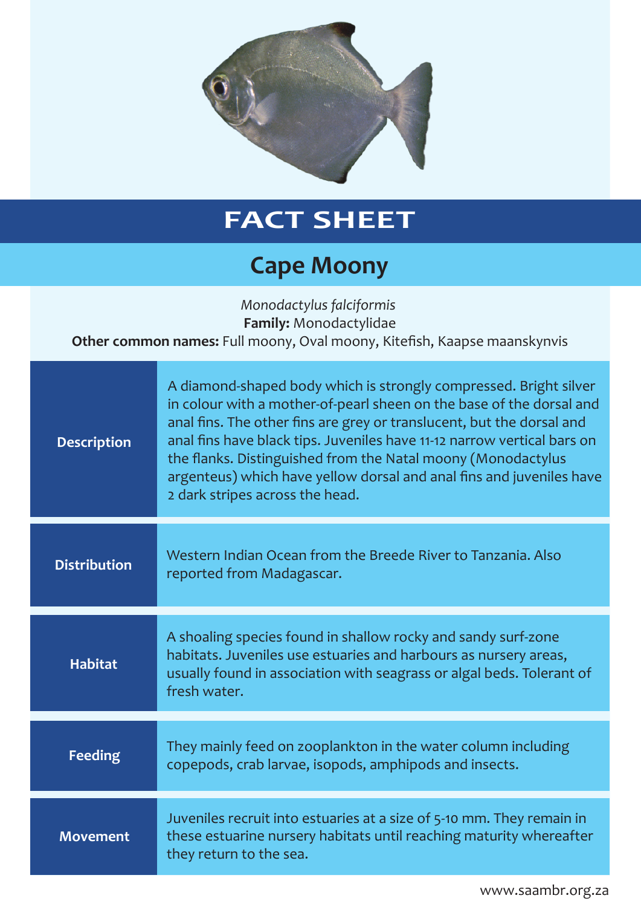# FACT SHEET

## Cape Moony

*Monodactylus falciformis*
**Family:** Monodactylidae
**Other common names:** Full moony, Oval moony, Kitefish, Kaapse maanskynvis

| | |
|---|---|
| **Description** | A diamond-shaped body which is strongly compressed. Bright silver in colour with a mother-of-pearl sheen on the base of the dorsal and anal fins. The other fins are grey or translucent, but the dorsal and anal fins have black tips. Juveniles have 11-12 narrow vertical bars on the flanks. Distinguished from the Natal moony (Monodactylus argenteus) which have yellow dorsal and anal fins and juveniles have 2 dark stripes across the head. |
| **Distribution** | Western Indian Ocean from the Breede River to Tanzania. Also reported from Madagascar. |
| **Habitat** | A shoaling species found in shallow rocky and sandy surf-zone habitats. Juveniles use estuaries and harbours as nursery areas, usually found in association with seagrass or algal beds. Tolerant of fresh water. |
| **Feeding** | They mainly feed on zooplankton in the water column including copepods, crab larvae, isopods, amphipods and insects. |
| **Movement** | Juveniles recruit into estuaries at a size of 5-10 mm. They remain in these estuarine nursery habitats until reaching maturity whereafter they return to the sea. |

www.saambr.org.za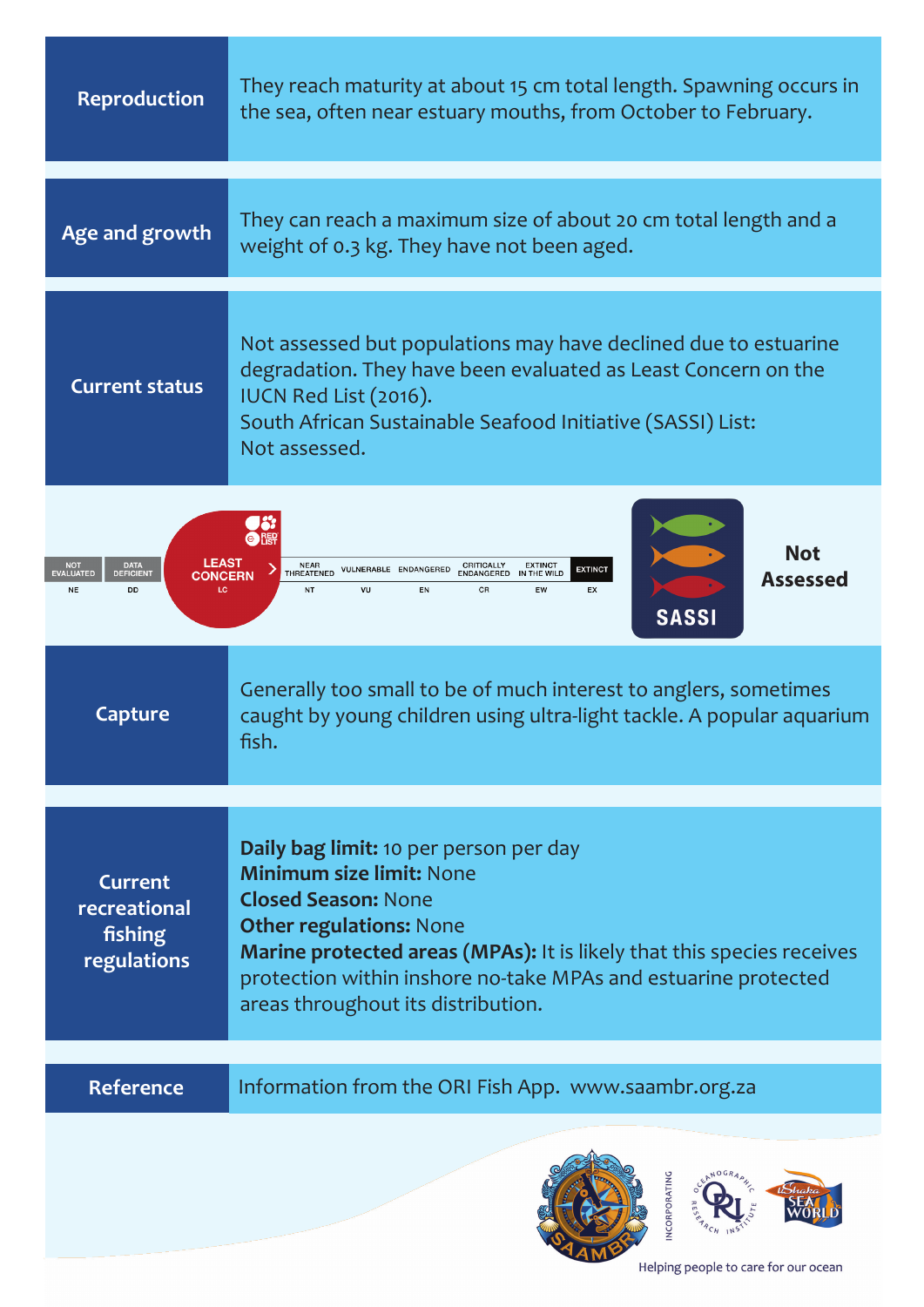| | |
|---|---|
| **Reproduction** | They reach maturity at about 15 cm total length. Spawning occurs in the sea, often near estuary mouths, from October to February. |
| **Age and growth** | They can reach a maximum size of about 20 cm total length and a weight of 0.3 kg. They have not been aged. |
| **Current status** | Not assessed but populations may have declined due to estuarine degradation. They have been evaluated as Least Concern on the IUCN Red List (2016).<br>South African Sustainable Seafood Initiative (SASSI) List:<br>Not assessed. |

NOT EVALUATED NE | DATA DEFICIENT DD | LEAST CONCERN LC | NEAR THREATENED NT | VULNERABLE VU | ENDANGERED EN | CRITICALLY ENDANGERED CR | EXTINCT IN THE WILD EW | EXTINCT EX

SASSI

**Not Assessed**

| | |
|---|---|
| **Capture** | Generally too small to be of much interest to anglers, sometimes caught by young children using ultra-light tackle. A popular aquarium fish. |
| **Current recreational fishing regulations** | **Daily bag limit:** 10 per person per day<br>**Minimum size limit:** None<br>**Closed Season:** None<br>**Other regulations:** None<br>**Marine protected areas (MPAs):** It is likely that this species receives protection within inshore no-take MPAs and estuarine protected areas throughout its distribution. |
| **Reference** | Information from the ORI Fish App. www.saambr.org.za |

SAAMBR INCORPORATING OCEANOGRAPHIC RESEARCH INSTITUTE uShaka SEA WORLD

Helping people to care for our ocean